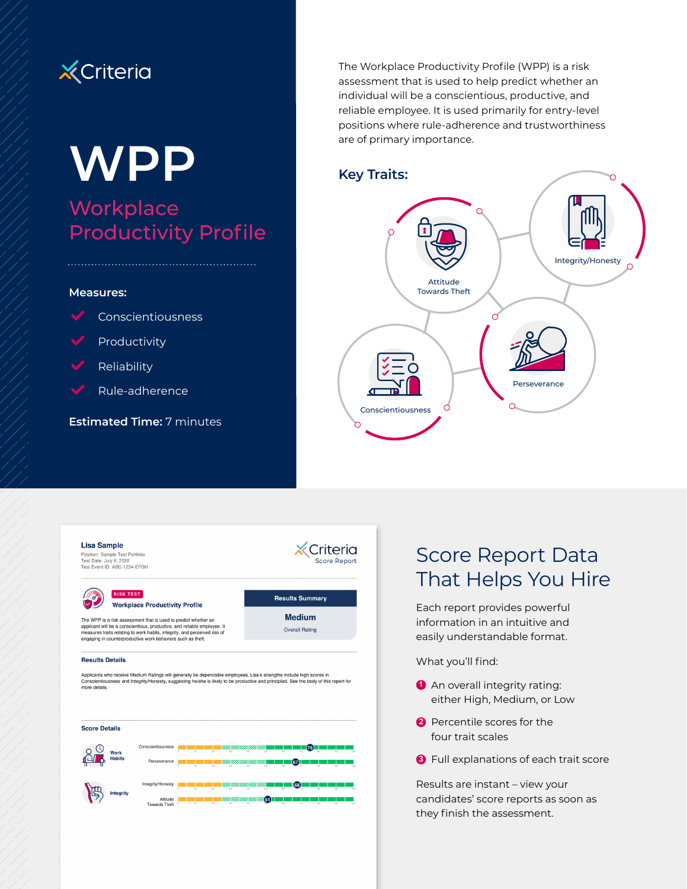Criteria

# WPP

## Workplace Productivity Profile

The Workplace Productivity Profile (WPP) is a risk assessment that is used to help predict whether an individual will be a conscientious, productive, and reliable employee. It is used primarily for entry-level positions where rule-adherence and trustworthiness are of primary importance.

**Measures:**

- Conscientiousness
- Productivity
- Reliability
- Rule-adherence

**Estimated Time:** 7 minutes

### Key Traits:

- Attitude Towards Theft
- Integrity/Honesty
- Conscientiousness
- Perseverance

---

**Lisa Sample**
Position: Sample Test Portfolio
Test Date: July 8, 2020
Test Event ID: ABC-1234-EFGH

Criteria Score Report

RISK TEST
**Workplace Productivity Profile**

The WPP is a risk assessment that is used to predict whether an applicant will be a conscientious, productive, and reliable employee. It measures traits relating to work habits, integrity, and perceived risk of engaging in counterproductive work behaviors such as theft.

**Results Summary**
**Medium**
Overall Rating

**Results Details**

Applicants who receive Medium Ratings will generally be dependable employees. Lisa's strengths include high scores in Conscientiousness and Integrity/Honesty, suggesting he/she is likely to be productive and principled. See the body of this report for more details.

**Score Details**

| Category | Scale | Score |
| --- | --- | --- |
| Work Habits | Conscientiousness | 75 |
| | Perseverance | 67 |
| Integrity | Integrity/Honesty | 68 |
| | Attitude Towards Theft | 51 |

## Score Report Data That Helps You Hire

Each report provides powerful information in an intuitive and easily understandable format.

What you'll find:

1. An overall integrity rating: either High, Medium, or Low
2. Percentile scores for the four trait scales
3. Full explanations of each trait score

Results are instant – view your candidates' score reports as soon as they finish the assessment.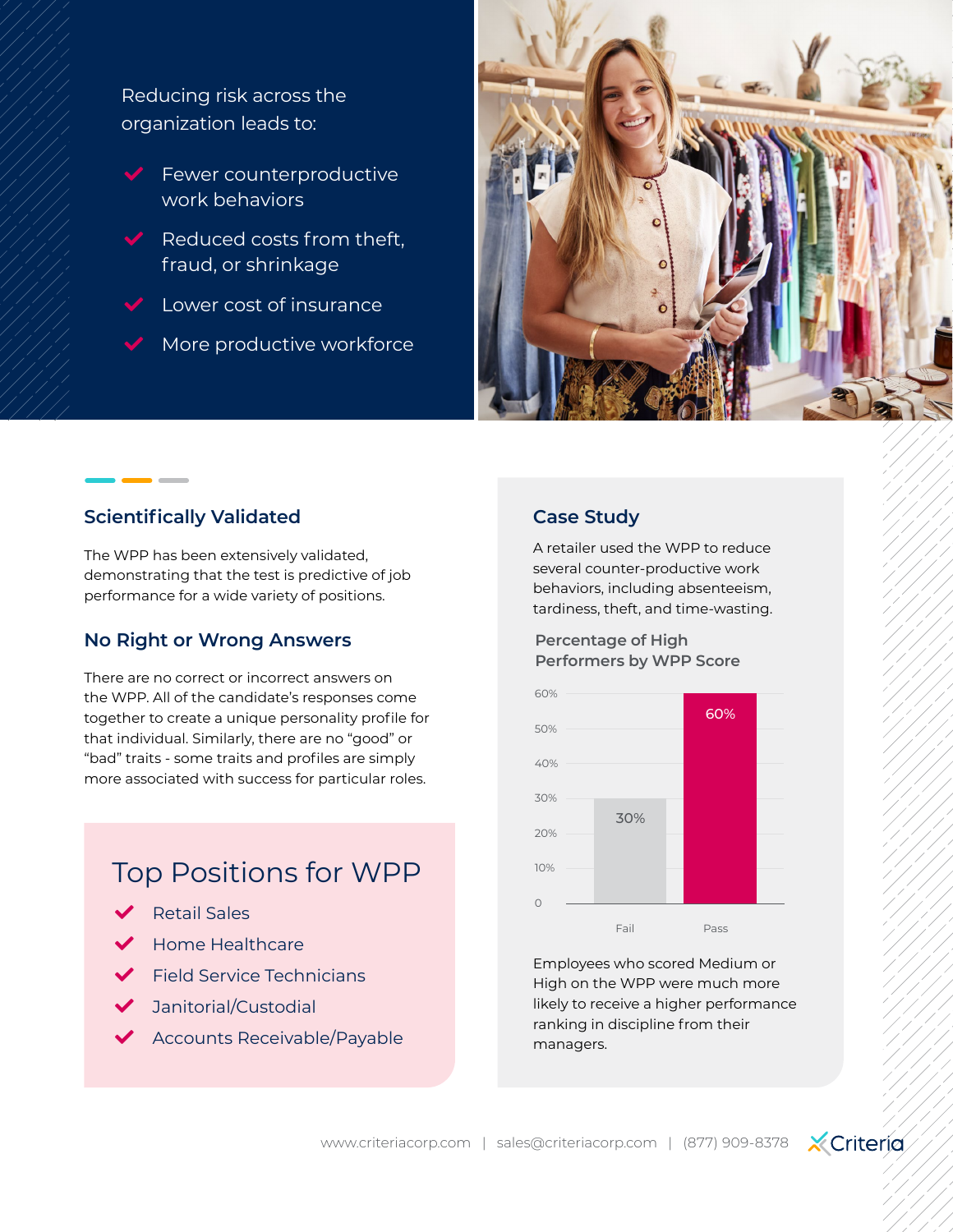Reducing risk across the organization leads to:

- Fewer counterproductive work behaviors
- Reduced costs from theft, fraud, or shrinkage
- Lower cost of insurance
- More productive workforce

## Scientifically Validated

The WPP has been extensively validated, demonstrating that the test is predictive of job performance for a wide variety of positions.

## No Right or Wrong Answers

There are no correct or incorrect answers on the WPP. All of the candidate's responses come together to create a unique personality profile for that individual. Similarly, there are no "good" or "bad" traits - some traits and profiles are simply more associated with success for particular roles.

## Top Positions for WPP

- Retail Sales
- Home Healthcare
- Field Service Technicians
- Janitorial/Custodial
- Accounts Receivable/Payable

## Case Study

A retailer used the WPP to reduce several counter-productive work behaviors, including absenteeism, tardiness, theft, and time-wasting.

**Percentage of High Performers by WPP Score**

60%
50%
40%
30%
20%
10%
0

30%
60%

Fail
Pass

Employees who scored Medium or High on the WPP were much more likely to receive a higher performance ranking in discipline from their managers.

www.criteriacorp.com | sales@criteriacorp.com | (877) 909-8378 Criteria